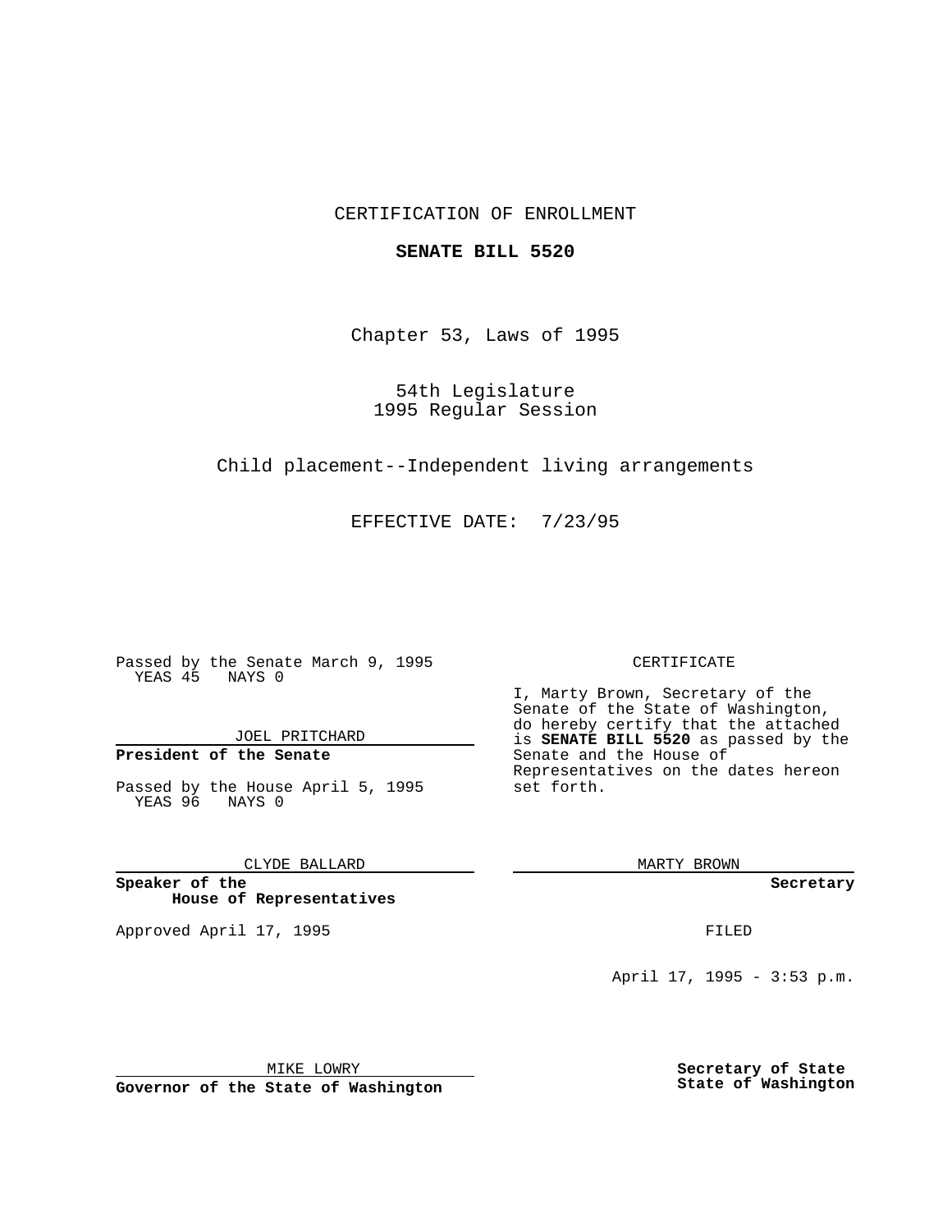CERTIFICATION OF ENROLLMENT

**SENATE BILL 5520**

Chapter 53, Laws of 1995

54th Legislature
1995 Regular Session

Child placement--Independent living arrangements

EFFECTIVE DATE: 7/23/95

Passed by the Senate March 9, 1995
YEAS 45 NAYS 0

JOEL PRITCHARD

**President of the Senate**

Passed by the House April 5, 1995
YEAS 96 NAYS 0

CLYDE BALLARD

**Speaker of the House of Representatives**

Approved April 17, 1995

MIKE LOWRY

**Governor of the State of Washington**

CERTIFICATE

I, Marty Brown, Secretary of the Senate of the State of Washington, do hereby certify that the attached is **SENATE BILL 5520** as passed by the Senate and the House of Representatives on the dates hereon set forth.

MARTY BROWN

**Secretary**

FILED

April 17, 1995 - 3:53 p.m.

**Secretary of State State of Washington**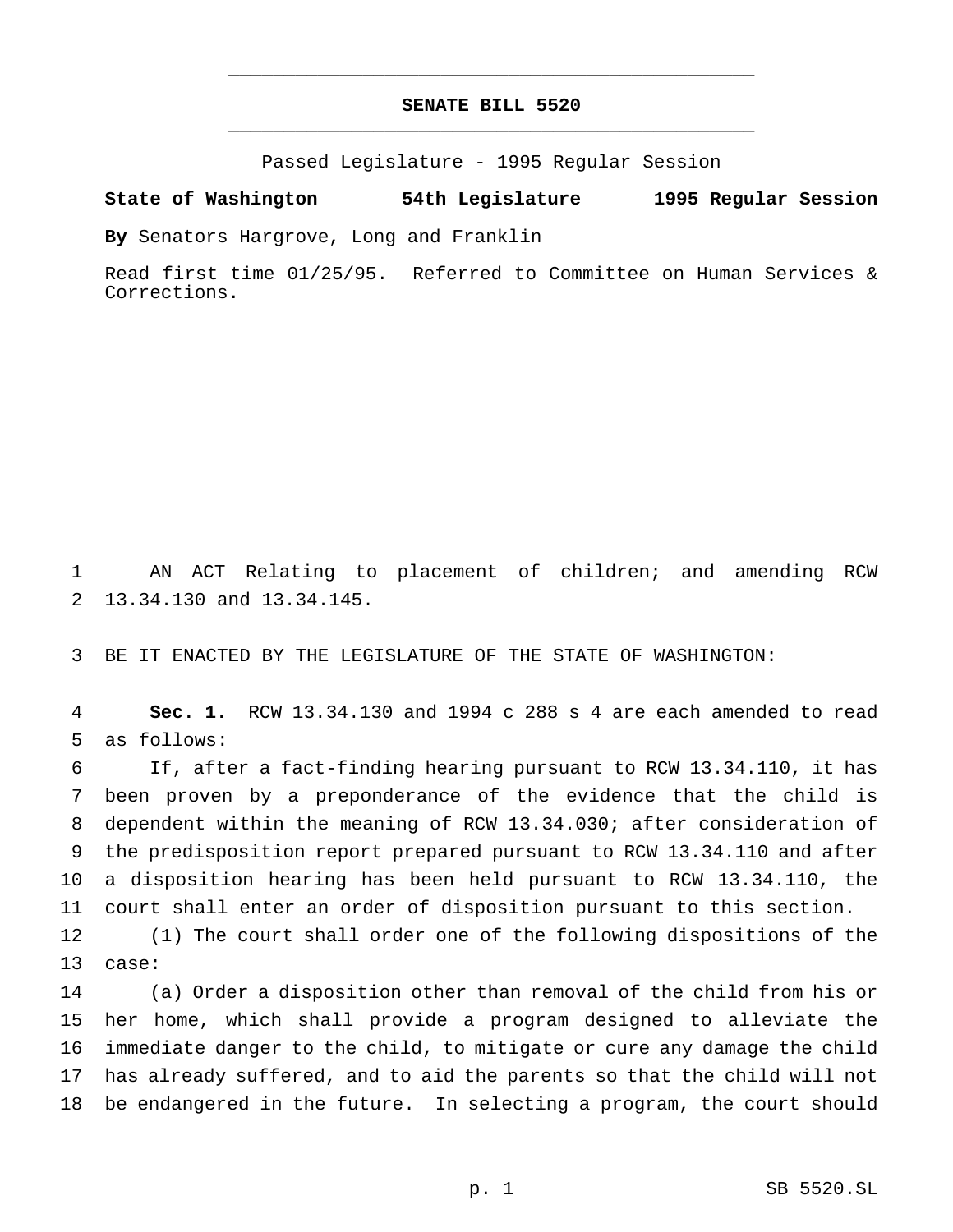# SENATE BILL 5520

Passed Legislature - 1995 Regular Session

**State of Washington 54th Legislature 1995 Regular Session**

**By** Senators Hargrove, Long and Franklin

Read first time 01/25/95. Referred to Committee on Human Services & Corrections.

AN ACT Relating to placement of children; and amending RCW 13.34.130 and 13.34.145.

BE IT ENACTED BY THE LEGISLATURE OF THE STATE OF WASHINGTON:

**Sec. 1.** RCW 13.34.130 and 1994 c 288 s 4 are each amended to read as follows:

If, after a fact-finding hearing pursuant to RCW 13.34.110, it has been proven by a preponderance of the evidence that the child is dependent within the meaning of RCW 13.34.030; after consideration of the predisposition report prepared pursuant to RCW 13.34.110 and after a disposition hearing has been held pursuant to RCW 13.34.110, the court shall enter an order of disposition pursuant to this section.

(1) The court shall order one of the following dispositions of the case:

(a) Order a disposition other than removal of the child from his or her home, which shall provide a program designed to alleviate the immediate danger to the child, to mitigate or cure any damage the child has already suffered, and to aid the parents so that the child will not be endangered in the future. In selecting a program, the court should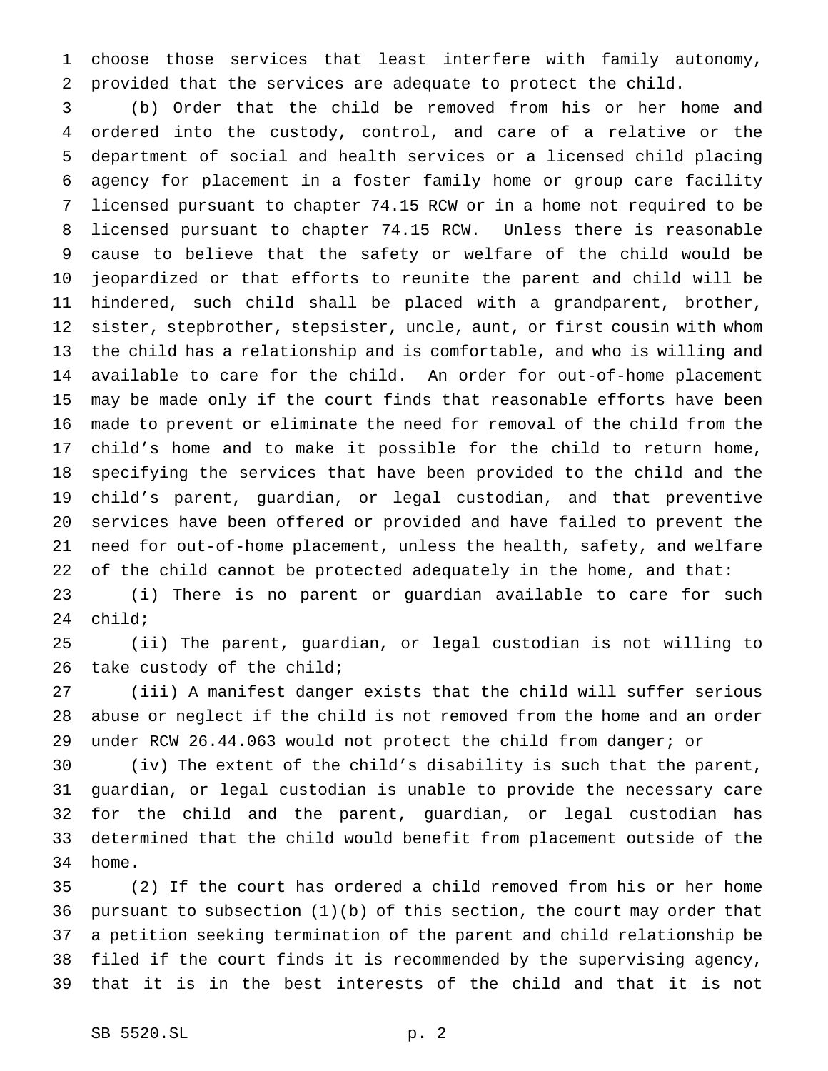choose those services that least interfere with family autonomy, provided that the services are adequate to protect the child.

(b) Order that the child be removed from his or her home and ordered into the custody, control, and care of a relative or the department of social and health services or a licensed child placing agency for placement in a foster family home or group care facility licensed pursuant to chapter 74.15 RCW or in a home not required to be licensed pursuant to chapter 74.15 RCW. Unless there is reasonable cause to believe that the safety or welfare of the child would be jeopardized or that efforts to reunite the parent and child will be hindered, such child shall be placed with a grandparent, brother, sister, stepbrother, stepsister, uncle, aunt, or first cousin with whom the child has a relationship and is comfortable, and who is willing and available to care for the child. An order for out-of-home placement may be made only if the court finds that reasonable efforts have been made to prevent or eliminate the need for removal of the child from the child's home and to make it possible for the child to return home, specifying the services that have been provided to the child and the child's parent, guardian, or legal custodian, and that preventive services have been offered or provided and have failed to prevent the need for out-of-home placement, unless the health, safety, and welfare of the child cannot be protected adequately in the home, and that:

(i) There is no parent or guardian available to care for such child;

(ii) The parent, guardian, or legal custodian is not willing to take custody of the child;

(iii) A manifest danger exists that the child will suffer serious abuse or neglect if the child is not removed from the home and an order under RCW 26.44.063 would not protect the child from danger; or

(iv) The extent of the child's disability is such that the parent, guardian, or legal custodian is unable to provide the necessary care for the child and the parent, guardian, or legal custodian has determined that the child would benefit from placement outside of the home.

(2) If the court has ordered a child removed from his or her home pursuant to subsection (1)(b) of this section, the court may order that a petition seeking termination of the parent and child relationship be filed if the court finds it is recommended by the supervising agency, that it is in the best interests of the child and that it is not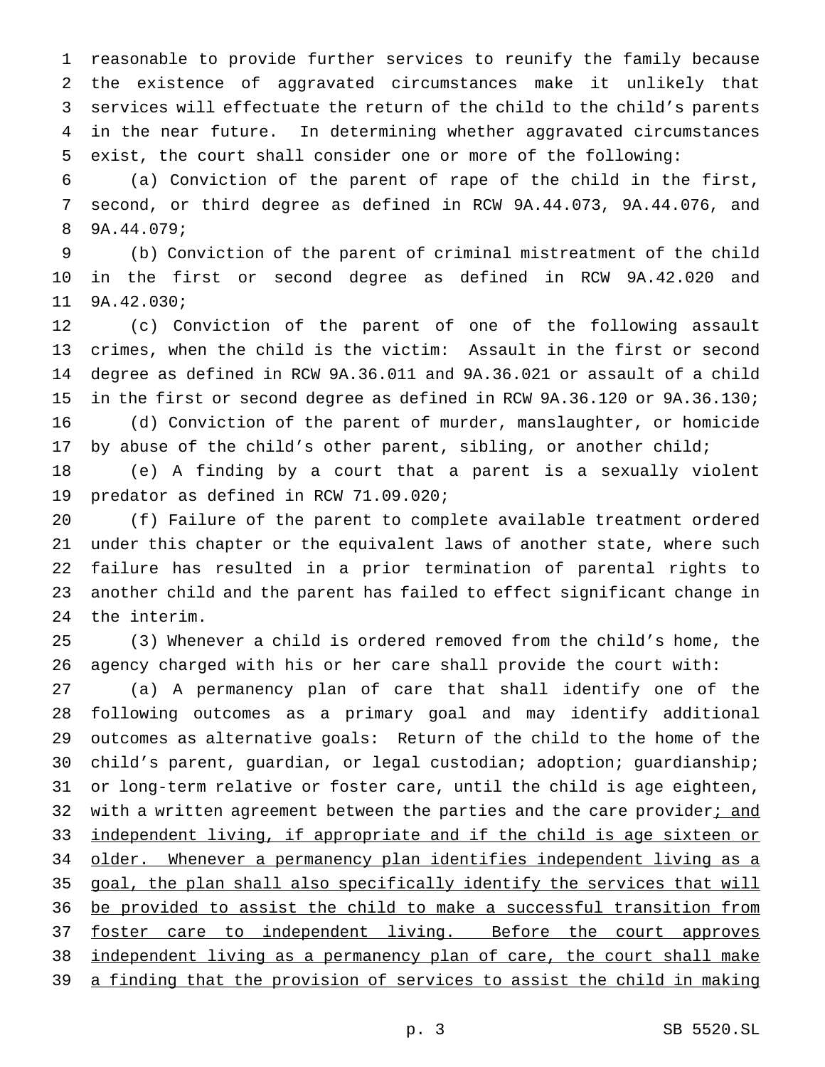reasonable to provide further services to reunify the family because the existence of aggravated circumstances make it unlikely that services will effectuate the return of the child to the child's parents in the near future. In determining whether aggravated circumstances exist, the court shall consider one or more of the following:

(a) Conviction of the parent of rape of the child in the first, second, or third degree as defined in RCW 9A.44.073, 9A.44.076, and 9A.44.079;

(b) Conviction of the parent of criminal mistreatment of the child in the first or second degree as defined in RCW 9A.42.020 and 9A.42.030;

(c) Conviction of the parent of one of the following assault crimes, when the child is the victim: Assault in the first or second degree as defined in RCW 9A.36.011 and 9A.36.021 or assault of a child in the first or second degree as defined in RCW 9A.36.120 or 9A.36.130;

(d) Conviction of the parent of murder, manslaughter, or homicide by abuse of the child's other parent, sibling, or another child;

(e) A finding by a court that a parent is a sexually violent predator as defined in RCW 71.09.020;

(f) Failure of the parent to complete available treatment ordered under this chapter or the equivalent laws of another state, where such failure has resulted in a prior termination of parental rights to another child and the parent has failed to effect significant change in the interim.

(3) Whenever a child is ordered removed from the child's home, the agency charged with his or her care shall provide the court with:

(a) A permanency plan of care that shall identify one of the following outcomes as a primary goal and may identify additional outcomes as alternative goals: Return of the child to the home of the child's parent, guardian, or legal custodian; adoption; guardianship; or long-term relative or foster care, until the child is age eighteen, with a written agreement between the parties and the care provider<u>; and independent living, if appropriate and if the child is age sixteen or older. Whenever a permanency plan identifies independent living as a goal, the plan shall also specifically identify the services that will be provided to assist the child to make a successful transition from foster care to independent living. Before the court approves independent living as a permanency plan of care, the court shall make a finding that the provision of services to assist the child in making</u>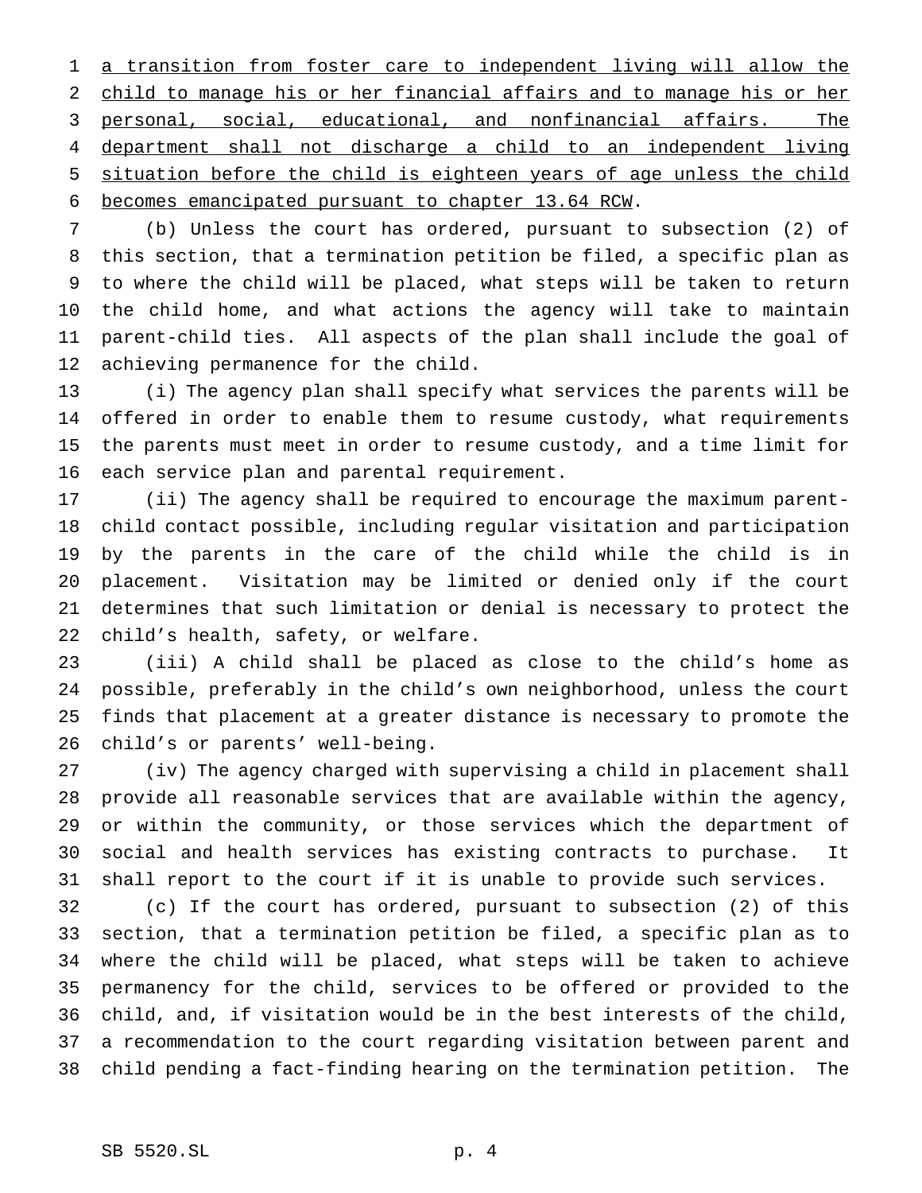a transition from foster care to independent living will allow the child to manage his or her financial affairs and to manage his or her personal, social, educational, and nonfinancial affairs. The department shall not discharge a child to an independent living situation before the child is eighteen years of age unless the child becomes emancipated pursuant to chapter 13.64 RCW.

(b) Unless the court has ordered, pursuant to subsection (2) of this section, that a termination petition be filed, a specific plan as to where the child will be placed, what steps will be taken to return the child home, and what actions the agency will take to maintain parent-child ties. All aspects of the plan shall include the goal of achieving permanence for the child.

(i) The agency plan shall specify what services the parents will be offered in order to enable them to resume custody, what requirements the parents must meet in order to resume custody, and a time limit for each service plan and parental requirement.

(ii) The agency shall be required to encourage the maximum parent-child contact possible, including regular visitation and participation by the parents in the care of the child while the child is in placement. Visitation may be limited or denied only if the court determines that such limitation or denial is necessary to protect the child's health, safety, or welfare.

(iii) A child shall be placed as close to the child's home as possible, preferably in the child's own neighborhood, unless the court finds that placement at a greater distance is necessary to promote the child's or parents' well-being.

(iv) The agency charged with supervising a child in placement shall provide all reasonable services that are available within the agency, or within the community, or those services which the department of social and health services has existing contracts to purchase. It shall report to the court if it is unable to provide such services.

(c) If the court has ordered, pursuant to subsection (2) of this section, that a termination petition be filed, a specific plan as to where the child will be placed, what steps will be taken to achieve permanency for the child, services to be offered or provided to the child, and, if visitation would be in the best interests of the child, a recommendation to the court regarding visitation between parent and child pending a fact-finding hearing on the termination petition. The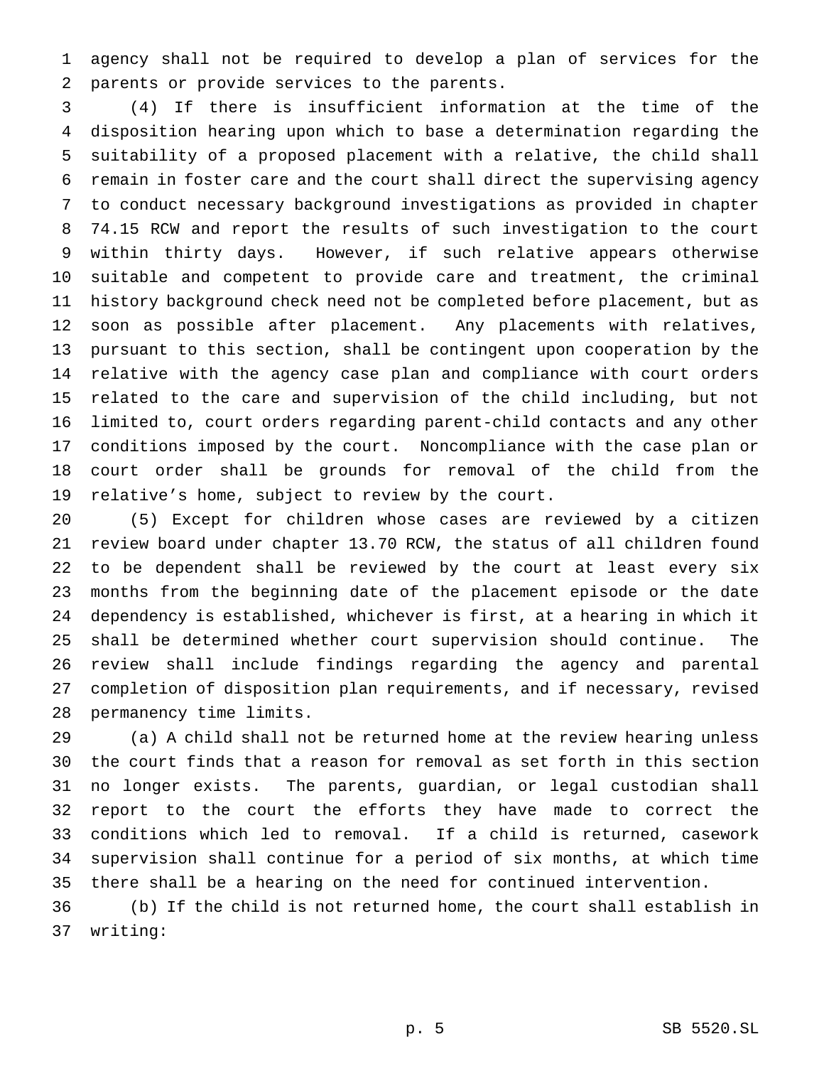agency shall not be required to develop a plan of services for the parents or provide services to the parents.

(4) If there is insufficient information at the time of the disposition hearing upon which to base a determination regarding the suitability of a proposed placement with a relative, the child shall remain in foster care and the court shall direct the supervising agency to conduct necessary background investigations as provided in chapter 74.15 RCW and report the results of such investigation to the court within thirty days. However, if such relative appears otherwise suitable and competent to provide care and treatment, the criminal history background check need not be completed before placement, but as soon as possible after placement. Any placements with relatives, pursuant to this section, shall be contingent upon cooperation by the relative with the agency case plan and compliance with court orders related to the care and supervision of the child including, but not limited to, court orders regarding parent-child contacts and any other conditions imposed by the court. Noncompliance with the case plan or court order shall be grounds for removal of the child from the relative's home, subject to review by the court.

(5) Except for children whose cases are reviewed by a citizen review board under chapter 13.70 RCW, the status of all children found to be dependent shall be reviewed by the court at least every six months from the beginning date of the placement episode or the date dependency is established, whichever is first, at a hearing in which it shall be determined whether court supervision should continue. The review shall include findings regarding the agency and parental completion of disposition plan requirements, and if necessary, revised permanency time limits.

(a) A child shall not be returned home at the review hearing unless the court finds that a reason for removal as set forth in this section no longer exists. The parents, guardian, or legal custodian shall report to the court the efforts they have made to correct the conditions which led to removal. If a child is returned, casework supervision shall continue for a period of six months, at which time there shall be a hearing on the need for continued intervention.

(b) If the child is not returned home, the court shall establish in writing: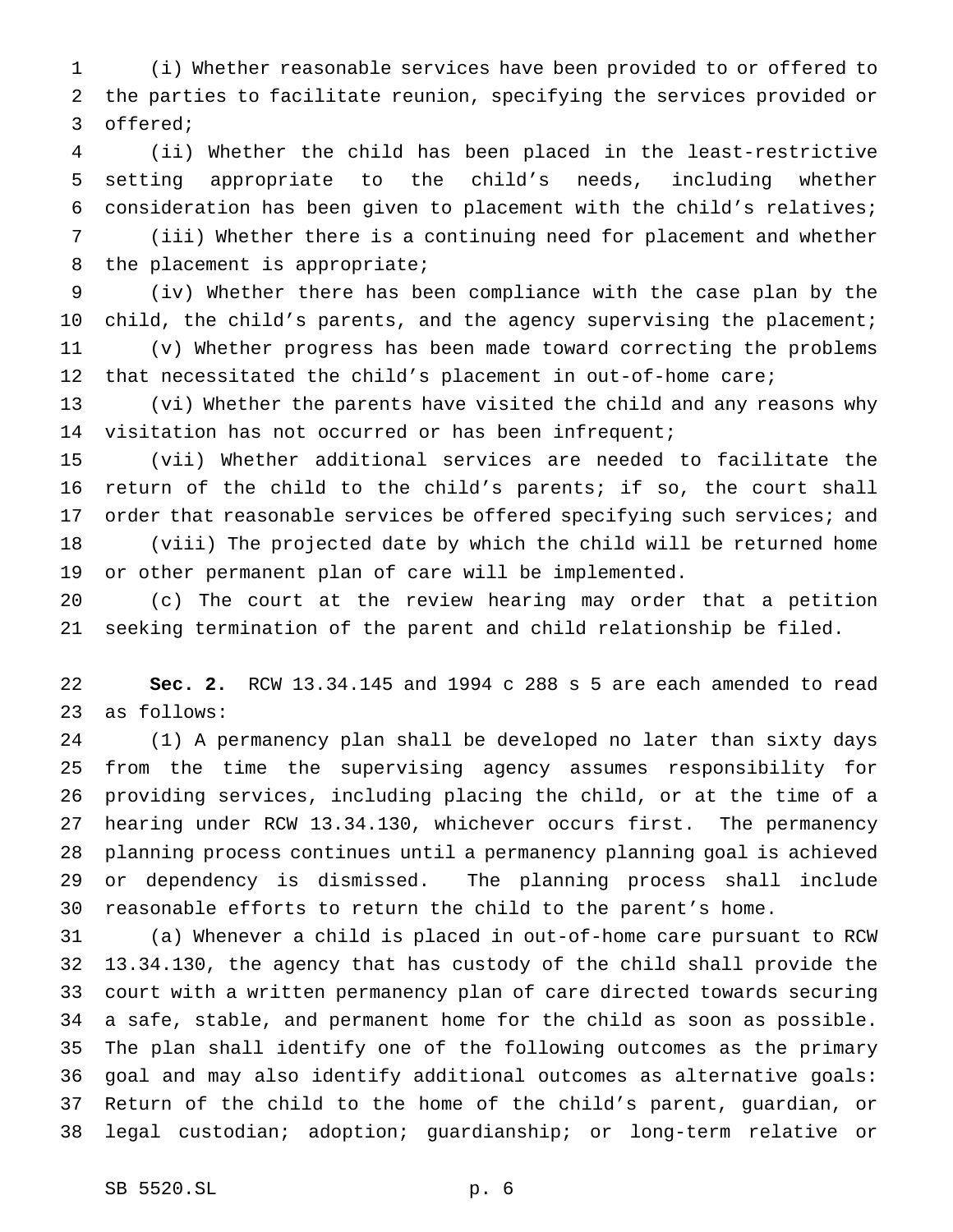(i) Whether reasonable services have been provided to or offered to the parties to facilitate reunion, specifying the services provided or offered;

(ii) Whether the child has been placed in the least-restrictive setting appropriate to the child's needs, including whether consideration has been given to placement with the child's relatives;

(iii) Whether there is a continuing need for placement and whether the placement is appropriate;

(iv) Whether there has been compliance with the case plan by the child, the child's parents, and the agency supervising the placement;

(v) Whether progress has been made toward correcting the problems that necessitated the child's placement in out-of-home care;

(vi) Whether the parents have visited the child and any reasons why visitation has not occurred or has been infrequent;

(vii) Whether additional services are needed to facilitate the return of the child to the child's parents; if so, the court shall order that reasonable services be offered specifying such services; and

(viii) The projected date by which the child will be returned home or other permanent plan of care will be implemented.

(c) The court at the review hearing may order that a petition seeking termination of the parent and child relationship be filed.

**Sec. 2.** RCW 13.34.145 and 1994 c 288 s 5 are each amended to read as follows:

(1) A permanency plan shall be developed no later than sixty days from the time the supervising agency assumes responsibility for providing services, including placing the child, or at the time of a hearing under RCW 13.34.130, whichever occurs first. The permanency planning process continues until a permanency planning goal is achieved or dependency is dismissed. The planning process shall include reasonable efforts to return the child to the parent's home.

(a) Whenever a child is placed in out-of-home care pursuant to RCW 13.34.130, the agency that has custody of the child shall provide the court with a written permanency plan of care directed towards securing a safe, stable, and permanent home for the child as soon as possible. The plan shall identify one of the following outcomes as the primary goal and may also identify additional outcomes as alternative goals: Return of the child to the home of the child's parent, guardian, or legal custodian; adoption; guardianship; or long-term relative or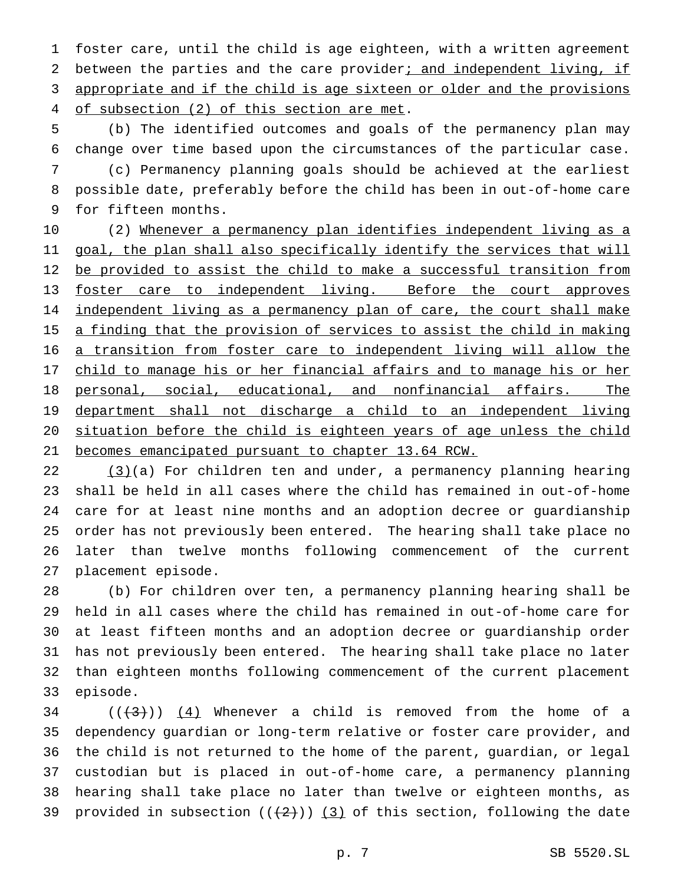foster care, until the child is age eighteen, with a written agreement between the parties and the care provider<u>; and independent living, if appropriate and if the child is age sixteen or older and the provisions of subsection (2) of this section are met</u>.

(b) The identified outcomes and goals of the permanency plan may change over time based upon the circumstances of the particular case.

(c) Permanency planning goals should be achieved at the earliest possible date, preferably before the child has been in out-of-home care for fifteen months.

(2) <u>Whenever a permanency plan identifies independent living as a goal, the plan shall also specifically identify the services that will be provided to assist the child to make a successful transition from foster care to independent living. Before the court approves independent living as a permanency plan of care, the court shall make a finding that the provision of services to assist the child in making a transition from foster care to independent living will allow the child to manage his or her financial affairs and to manage his or her personal, social, educational, and nonfinancial affairs. The department shall not discharge a child to an independent living situation before the child is eighteen years of age unless the child becomes emancipated pursuant to chapter 13.64 RCW.</u>

<u>(3)</u>(a) For children ten and under, a permanency planning hearing shall be held in all cases where the child has remained in out-of-home care for at least nine months and an adoption decree or guardianship order has not previously been entered. The hearing shall take place no later than twelve months following commencement of the current placement episode.

(b) For children over ten, a permanency planning hearing shall be held in all cases where the child has remained in out-of-home care for at least fifteen months and an adoption decree or guardianship order has not previously been entered. The hearing shall take place no later than eighteen months following commencement of the current placement episode.

((~~(3)~~)) <u>(4)</u> Whenever a child is removed from the home of a dependency guardian or long-term relative or foster care provider, and the child is not returned to the home of the parent, guardian, or legal custodian but is placed in out-of-home care, a permanency planning hearing shall take place no later than twelve or eighteen months, as provided in subsection ((~~(2)~~)) <u>(3)</u> of this section, following the date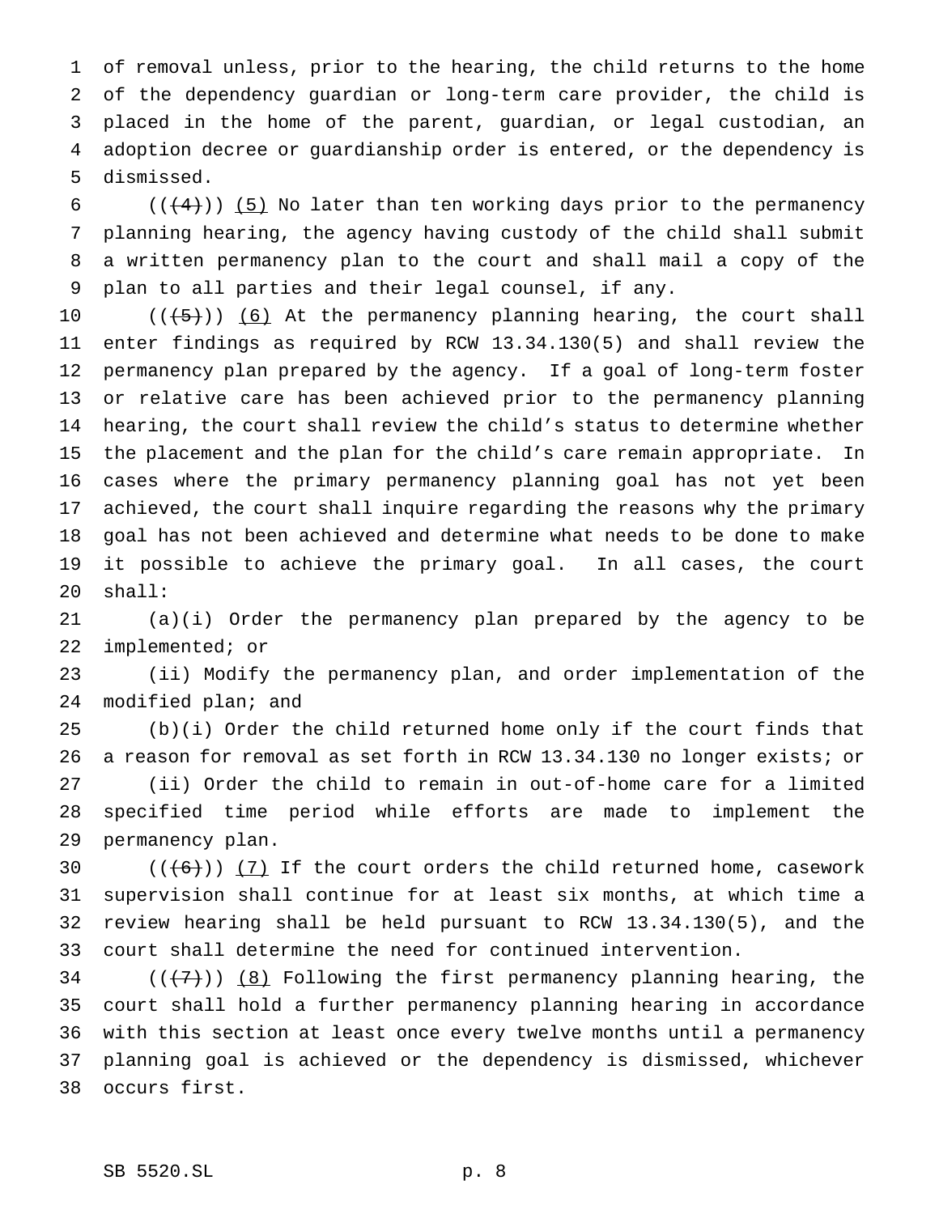of removal unless, prior to the hearing, the child returns to the home of the dependency guardian or long-term care provider, the child is placed in the home of the parent, guardian, or legal custodian, an adoption decree or guardianship order is entered, or the dependency is dismissed.

((~~(4)~~)) <u>(5)</u> No later than ten working days prior to the permanency planning hearing, the agency having custody of the child shall submit a written permanency plan to the court and shall mail a copy of the plan to all parties and their legal counsel, if any.

((~~(5)~~)) <u>(6)</u> At the permanency planning hearing, the court shall enter findings as required by RCW 13.34.130(5) and shall review the permanency plan prepared by the agency. If a goal of long-term foster or relative care has been achieved prior to the permanency planning hearing, the court shall review the child's status to determine whether the placement and the plan for the child's care remain appropriate. In cases where the primary permanency planning goal has not yet been achieved, the court shall inquire regarding the reasons why the primary goal has not been achieved and determine what needs to be done to make it possible to achieve the primary goal. In all cases, the court shall:

(a)(i) Order the permanency plan prepared by the agency to be implemented; or

(ii) Modify the permanency plan, and order implementation of the modified plan; and

(b)(i) Order the child returned home only if the court finds that a reason for removal as set forth in RCW 13.34.130 no longer exists; or

(ii) Order the child to remain in out-of-home care for a limited specified time period while efforts are made to implement the permanency plan.

((~~(6)~~)) <u>(7)</u> If the court orders the child returned home, casework supervision shall continue for at least six months, at which time a review hearing shall be held pursuant to RCW 13.34.130(5), and the court shall determine the need for continued intervention.

((~~(7)~~)) <u>(8)</u> Following the first permanency planning hearing, the court shall hold a further permanency planning hearing in accordance with this section at least once every twelve months until a permanency planning goal is achieved or the dependency is dismissed, whichever occurs first.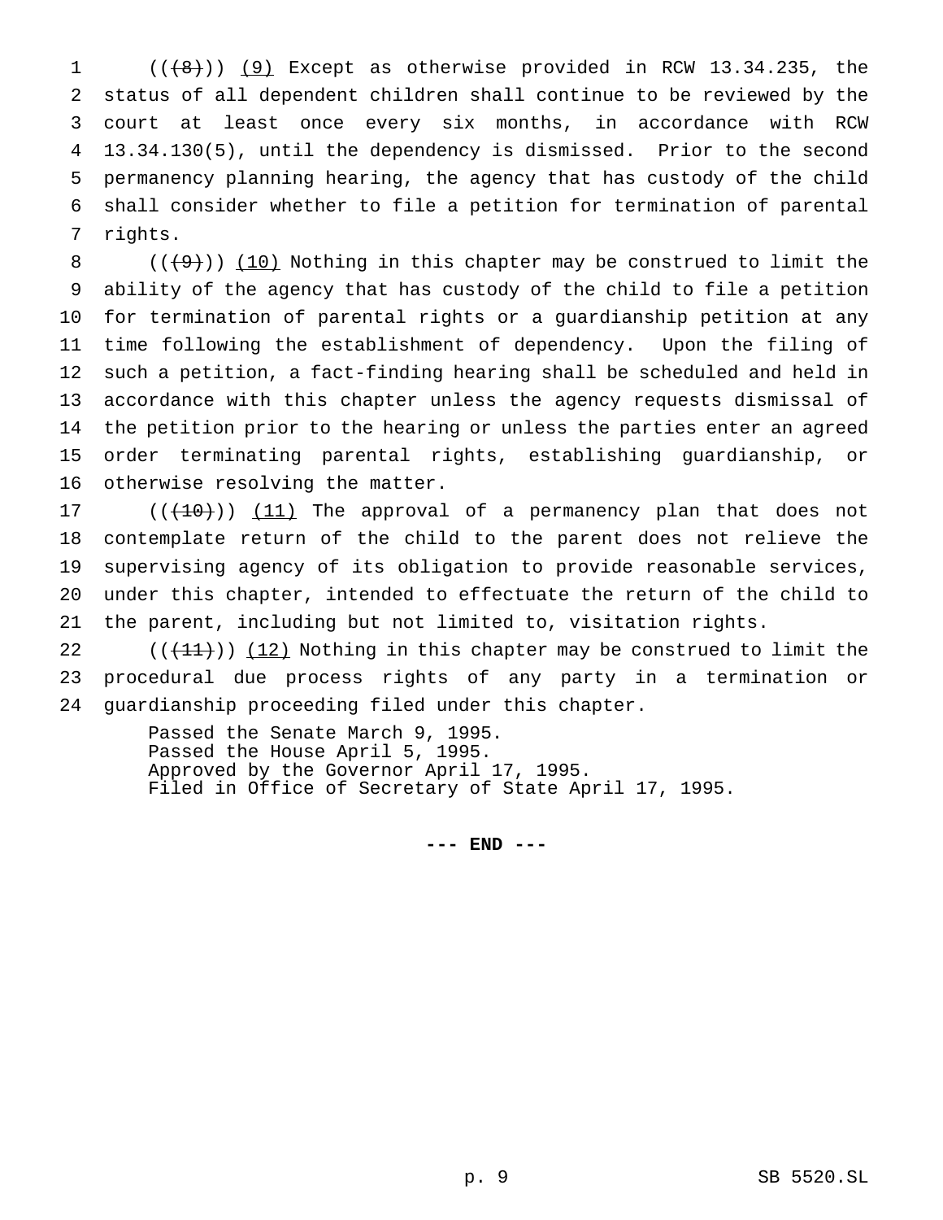((~~(8)~~)) <u>(9)</u> Except as otherwise provided in RCW 13.34.235, the status of all dependent children shall continue to be reviewed by the court at least once every six months, in accordance with RCW 13.34.130(5), until the dependency is dismissed. Prior to the second permanency planning hearing, the agency that has custody of the child shall consider whether to file a petition for termination of parental rights.

((~~(9)~~)) <u>(10)</u> Nothing in this chapter may be construed to limit the ability of the agency that has custody of the child to file a petition for termination of parental rights or a guardianship petition at any time following the establishment of dependency. Upon the filing of such a petition, a fact-finding hearing shall be scheduled and held in accordance with this chapter unless the agency requests dismissal of the petition prior to the hearing or unless the parties enter an agreed order terminating parental rights, establishing guardianship, or otherwise resolving the matter.

((~~(10)~~)) <u>(11)</u> The approval of a permanency plan that does not contemplate return of the child to the parent does not relieve the supervising agency of its obligation to provide reasonable services, under this chapter, intended to effectuate the return of the child to the parent, including but not limited to, visitation rights.

((~~(11)~~)) <u>(12)</u> Nothing in this chapter may be construed to limit the procedural due process rights of any party in a termination or guardianship proceeding filed under this chapter.

Passed the Senate March 9, 1995.
Passed the House April 5, 1995.
Approved by the Governor April 17, 1995.
Filed in Office of Secretary of State April 17, 1995.

**--- END ---**